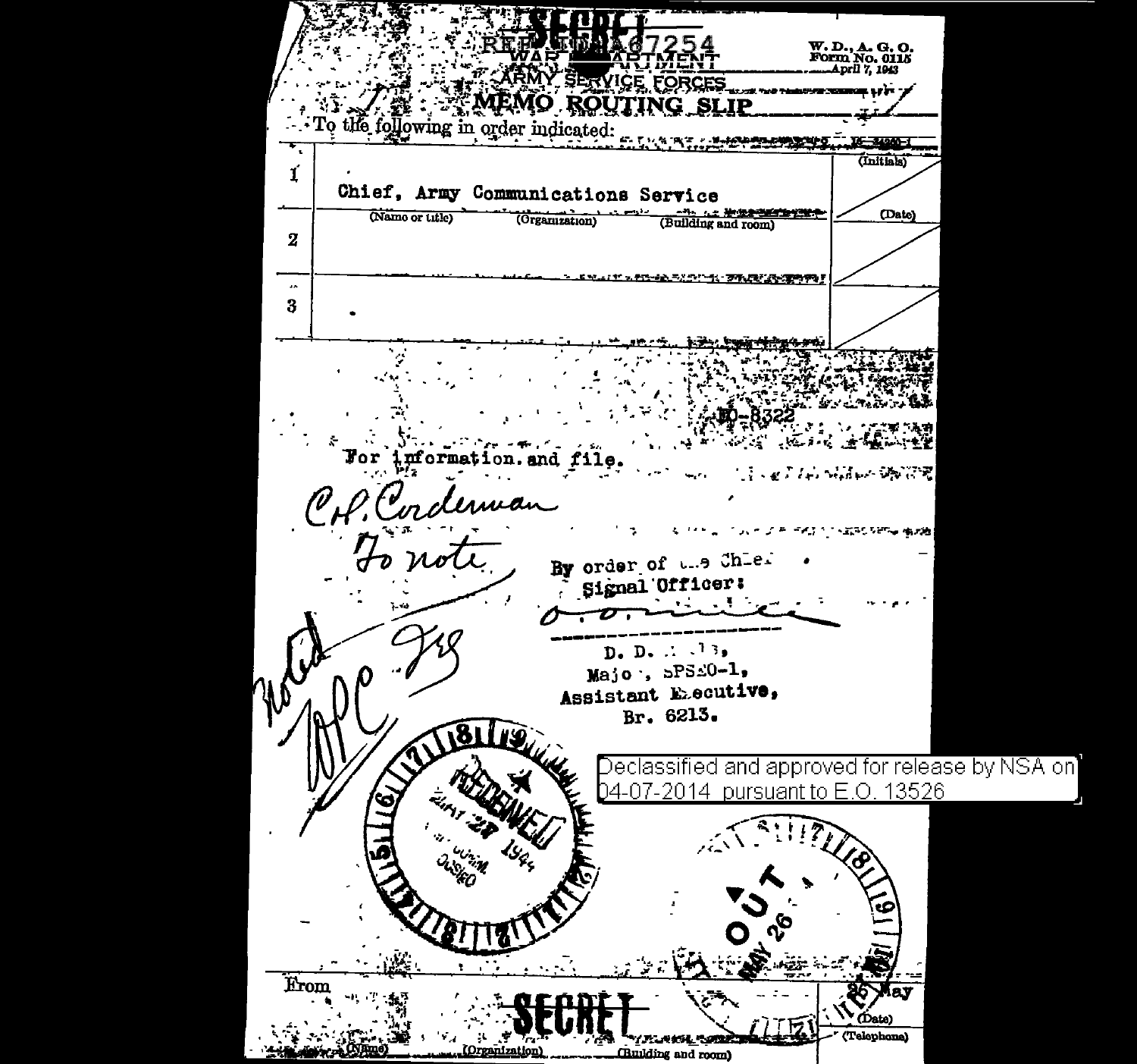SECRET

REF ID:A67254

WAR DEPARTMENT
ARMY SERVICE FORCES

W. D., A. G. O.
Form No. 0115
April 7, 1943

# MEMO ROUTING SLIP

To the following in order indicated:

| | (Name or title) (Organization) (Building and room) | (Initials) / (Date) |
|---|---|---|
| 1 | Chief, Army Communications Service | |
| 2 | | |
| 3 | | |

SPSIO-8322

For information and file.

CP. Corderman
To note

By order of the Chief Signal Officer:

D. D. ...,
Major, SPSIO-1,
Assistant Executive,
Br. 6213.

Noted
APC

RECEIVED
MAY 27 1944
COMM. SERV.

OUT
MAY 26

Declassified and approved for release by NSA on 04-07-2014 pursuant to E.O. 13526

From (Name) (Organization) (Building and room) 25 May (Date) (Telephone)

SECRET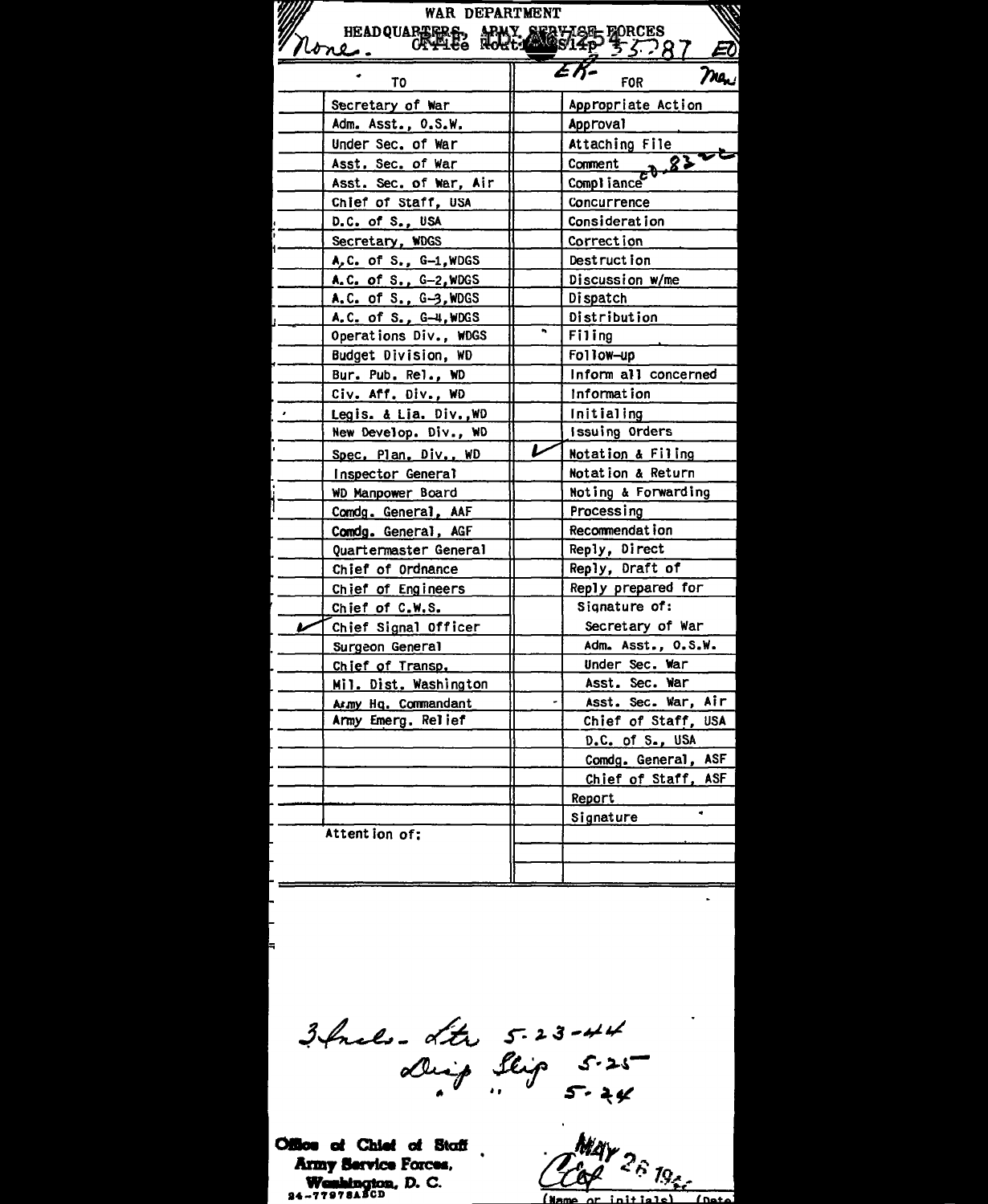WAR DEPARTMENT

HEADQUARTERS, ARMY SERVICE FORCES
Office Routing Slip

None. REF ID:A67254 35287 EO

| | TO | | FOR |
|---|---|---|---|
| | Secretary of War | | Appropriate Action |
| | Adm. Asst., O.S.W. | | Approval |
| | Under Sec. of War | | Attaching File |
| | Asst. Sec. of War | | Comment |
| | Asst. Sec. of War, Air | | Compliance |
| | Chief of Staff, USA | | Concurrence |
| | D.C. of S., USA | | Consideration |
| | Secretary, WDGS | | Correction |
| | A.C. of S., G-1, WDGS | | Destruction |
| | A.C. of S., G-2, WDGS | | Discussion w/me |
| | A.C. of S., G-3, WDGS | | Dispatch |
| | A.C. of S., G-4, WDGS | | Distribution |
| | Operations Div., WDGS | | Filing |
| | Budget Division, WD | | Follow-up |
| | Bur. Pub. Rel., WD | | Inform all concerned |
| | Civ. Aff. Div., WD | | Information |
| | Legis. & Lia. Div., WD | | Initialing |
| | New Develop. Div., WD | | Issuing Orders |
| | Spec. Plan. Div., WD | ✓ | Notation & Filing |
| | Inspector General | | Notation & Return |
| | WD Manpower Board | | Noting & Forwarding |
| | Comdg. General, AAF | | Processing |
| | Comdg. General, AGF | | Recommendation |
| | Quartermaster General | | Reply, Direct |
| | Chief of Ordnance | | Reply, Draft of |
| | Chief of Engineers | | Reply prepared for |
| | Chief of C.W.S. | | Signature of: |
| ✓ | Chief Signal Officer | | Secretary of War |
| | Surgeon General | | Adm. Asst., O.S.W. |
| | Chief of Transp. | | Under Sec. War |
| | Mil. Dist. Washington | | Asst. Sec. War |
| | Army Hq. Commandant | | Asst. Sec. War, Air |
| | Army Emerg. Relief | | Chief of Staff, USA |
| | | | D.C. of S., USA |
| | | | Comdg. General, ASF |
| | | | Chief of Staff, ASF |
| | | | Report |
| | | | Signature |
| | Attention of: | | |

ER- Man

cd-83

3 Incls - Ltr 5-23-44
Disp Slip 5-25
" " 5-24

Office of Chief of Staff
Army Service Forces,
Washington, D. C.
24-77978ASCD

MAY 26 1944
(Name or initials) (Date)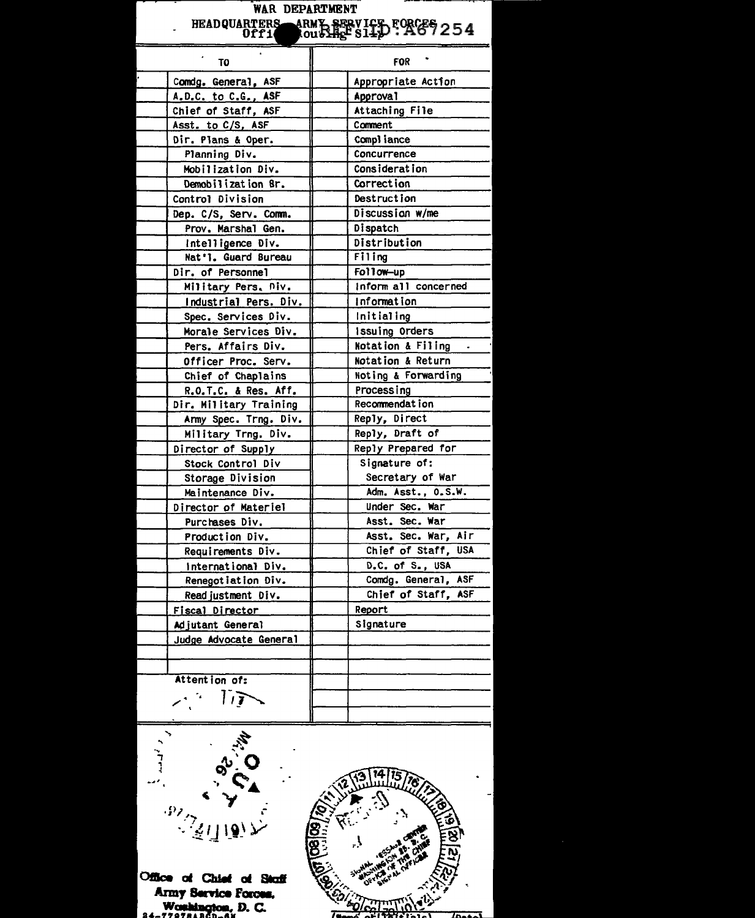# WAR DEPARTMENT

## HEADQUARTERS ARMY SERVICE FORCES
Office Routing Slip REF ID: A67254

| | TO | | FOR |
|---|---|---|---|
| | Comdg. General, ASF | | Appropriate Action |
| | A.D.C. to C.G., ASF | | Approval |
| | Chief of Staff, ASF | | Attaching File |
| | Asst. to C/S, ASF | | Comment |
| | Dir. Plans & Oper. | | Compliance |
| | Planning Div. | | Concurrence |
| | Mobilization Div. | | Consideration |
| | Demobilization Br. | | Correction |
| | Control Division | | Destruction |
| | Dep. C/S, Serv. Comm. | | Discussion w/me |
| | Prov. Marshal Gen. | | Dispatch |
| | Intelligence Div. | | Distribution |
| | Nat'l. Guard Bureau | | Filing |
| | Dir. of Personnel | | Follow-up |
| | Military Pers. Div. | | Inform all concerned |
| | Industrial Pers. Div. | | Information |
| | Spec. Services Div. | | Initialing |
| | Morale Services Div. | | Issuing Orders |
| | Pers. Affairs Div. | | Notation & Filing |
| | Officer Proc. Serv. | | Notation & Return |
| | Chief of Chaplains | | Noting & Forwarding |
| | R.O.T.C. & Res. Aff. | | Processing |
| | Dir. Military Training | | Recommendation |
| | Army Spec. Trng. Div. | | Reply, Direct |
| | Military Trng. Div. | | Reply, Draft of |
| | Director of Supply | | Reply Prepared for |
| | Stock Control Div | | Signature of: |
| | Storage Division | | Secretary of War |
| | Maintenance Div. | | Adm. Asst., O.S.W. |
| | Director of Materiel | | Under Sec. War |
| | Purchases Div. | | Asst. Sec. War |
| | Production Div. | | Asst. Sec. War, Air |
| | Requirements Div. | | Chief of Staff, USA |
| | International Div. | | D.C. of S., USA |
| | Renegotiation Div. | | Comdg. General, ASF |
| | Readjustment Div. | | Chief of Staff, ASF |
| | Fiscal Director | | Report |
| | Adjutant General | | Signature |
| | Judge Advocate General | | |
| | | | |
| | | | |
| | Attention of: | | |
| | 117 | | |

MAR 26 1945

Office of Chief of Staff
Army Service Forces,
Washington, D. C.

SIGNAL MESSAGE CENTER WASHINGTON 25, D.C. OFFICE OF THE CHIEF SIGNAL OFFICER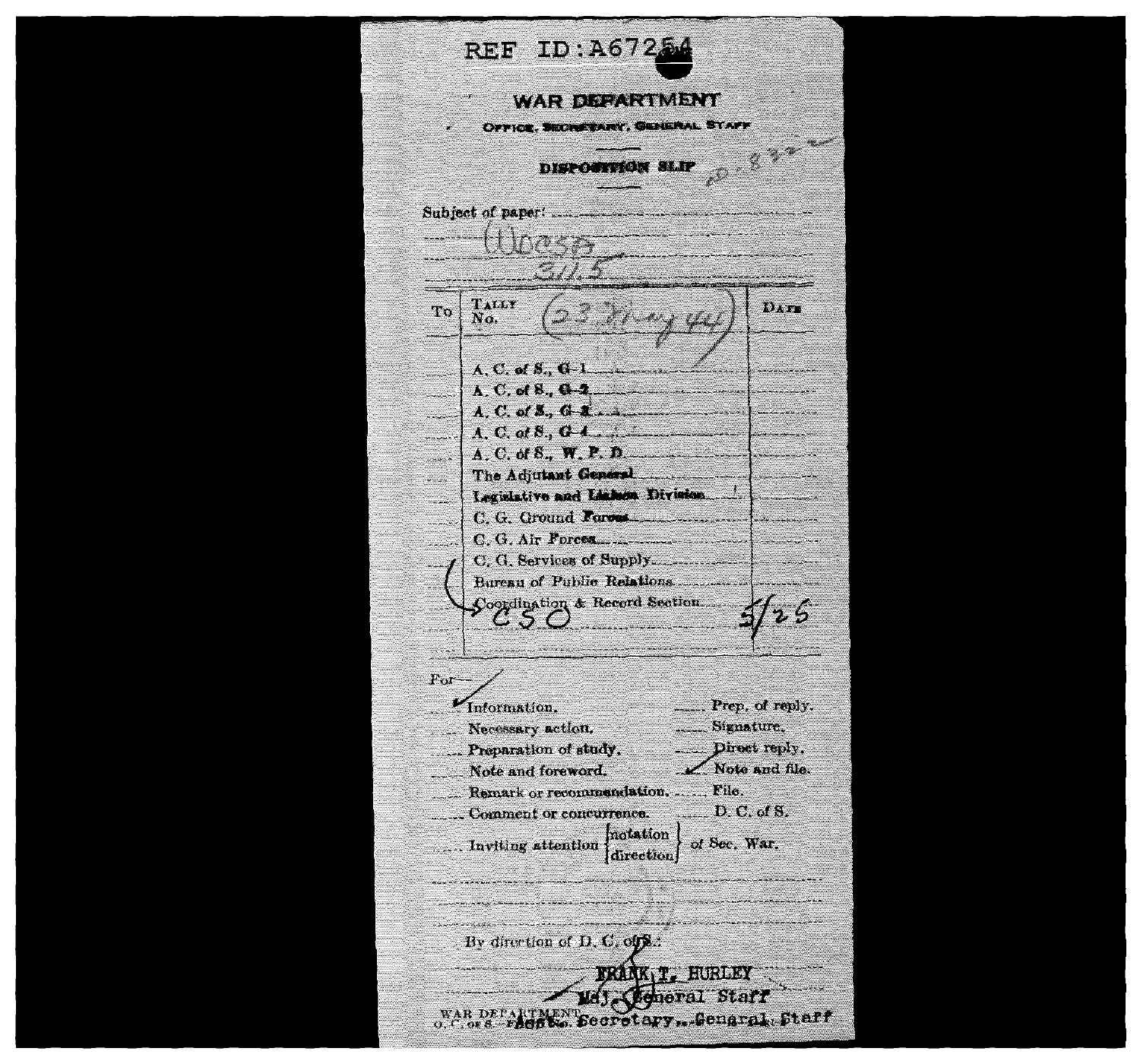REF ID:A67254

# WAR DEPARTMENT

OFFICE, SECRETARY, GENERAL STAFF

## DISPOSITION SLIP

D-832

Subject of paper: 00035
311.5

| To | TALLY No. (23 May 44) | DATE |
|---|---|---|
| | A. C. of S., G-1 | |
| | A. C. of S., G-2 | |
| | A. C. of S., G-3 | |
| | A. C. of S., G-4 | |
| | A. C. of S., W. P. D. | |
| | The Adjutant General | |
| | Legislative and Liaison Division | |
| | C. G. Ground Forces | |
| | C. G. Air Forces | |
| | C. G. Services of Supply | |
| | Bureau of Public Relations | |
| | Coordination & Record Section | |
| | CSO | 5/25 |

For—

- ✓ Information.
- Necessary action.
- Preparation of study.
- Note and foreword.
- Remark or recommendation.
- Comment or concurrence.
- Inviting attention {notation / direction} of Sec. War.
- Prep. of reply.
- Signature.
- Direct reply.
- ✓ Note and file.
- File.
- D. C. of S.

By direction of D. C. of S.:

FRANK T. HURLEY
Maj. General Staff
Asst. Secretary, General Staff

WAR DEPARTMENT
O. C. of S. Form No.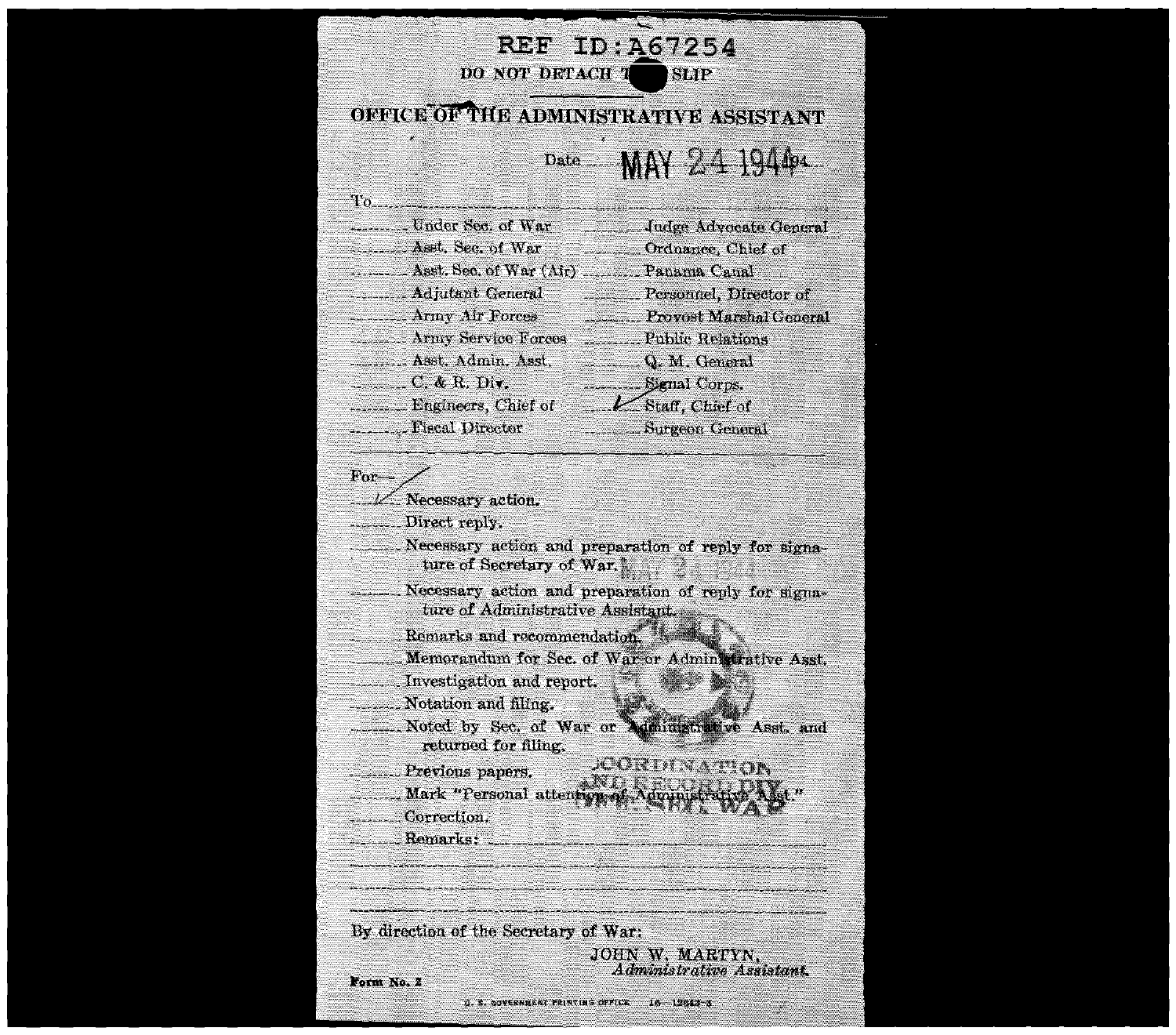REF ID:A67254

DO NOT DETACH T[hole] SLIP

# OFFICE OF THE ADMINISTRATIVE ASSISTANT

Date MAY 24 1944

To

| | |
|---|---|
| ........ Under Sec. of War | ........ Judge Advocate General |
| ........ Asst. Sec. of War | ........ Ordnance, Chief of |
| ........ Asst. Sec. of War (Air) | ........ Panama Canal |
| ........ Adjutant General | ........ Personnel, Director of |
| ........ Army Air Forces | ........ Provost Marshal General |
| ........ Army Service Forces | ........ Public Relations |
| ........ Asst. Admin. Asst. | ........ Q. M. General |
| ........ C. & R. Div. | ........ Signal Corps. |
| ........ Engineers, Chief of | ✓ Staff, Chief of |
| ........ Fiscal Director | ........ Surgeon General |

For—

- ✓ Necessary action.
- ........ Direct reply.
- ........ Necessary action and preparation of reply for signature of Secretary of War.
- ........ Necessary action and preparation of reply for signature of Administrative Assistant.
- ........ Remarks and recommendation.
- ........ Memorandum for Sec. of War or Administrative Asst.
- ........ Investigation and report.
- ........ Notation and filing.
- ........ Noted by Sec. of War or Administrative Asst. and returned for filing.
- ........ Previous papers.
- ........ Mark "Personal attention of Administrative Asst."
- ........ Correction.
- ........ Remarks:

COORDINATION AND RECORD DIV. OFFICE SEC. WAR

By direction of the Secretary of War:

JOHN W. MARTYN,
*Administrative Assistant.*

Form No. 2

U. S. GOVERNMENT PRINTING OFFICE 16—12843-3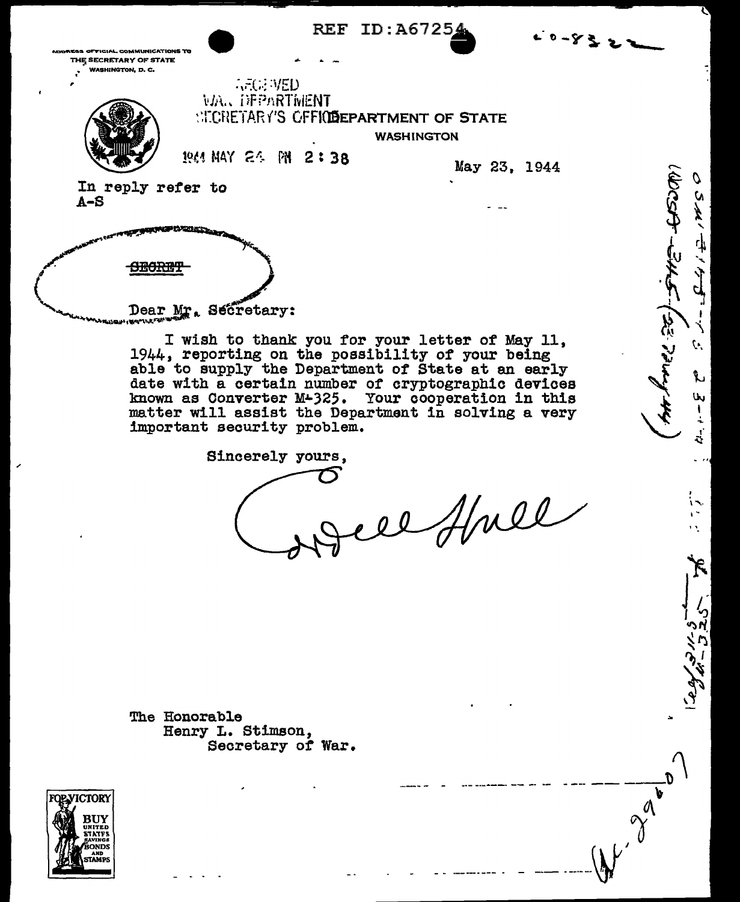REF ID:A67254

ADDRESS OFFICIAL COMMUNICATIONS TO
THE SECRETARY OF STATE
WASHINGTON, D. C.

RECEIVED
WAR DEPARTMENT
SECRETARY'S OFFICE

1944 MAY 24 PM 2:38

DEPARTMENT OF STATE
WASHINGTON

May 23, 1944

In reply refer to
A-S

~~SECRET~~

Dear Mr. Secretary:

I wish to thank you for your letter of May 11, 1944, reporting on the possibility of your being able to supply the Department of State at an early date with a certain number of cryptographic devices known as Converter M-325. Your cooperation in this matter will assist the Department in solving a very important security problem.

Sincerely yours,

Cordell Hull

The Honorable
Henry L. Stimson,
Secretary of War.

FOR VICTORY
BUY
UNITED
STATES
SAVINGS
BONDS
AND
STAMPS